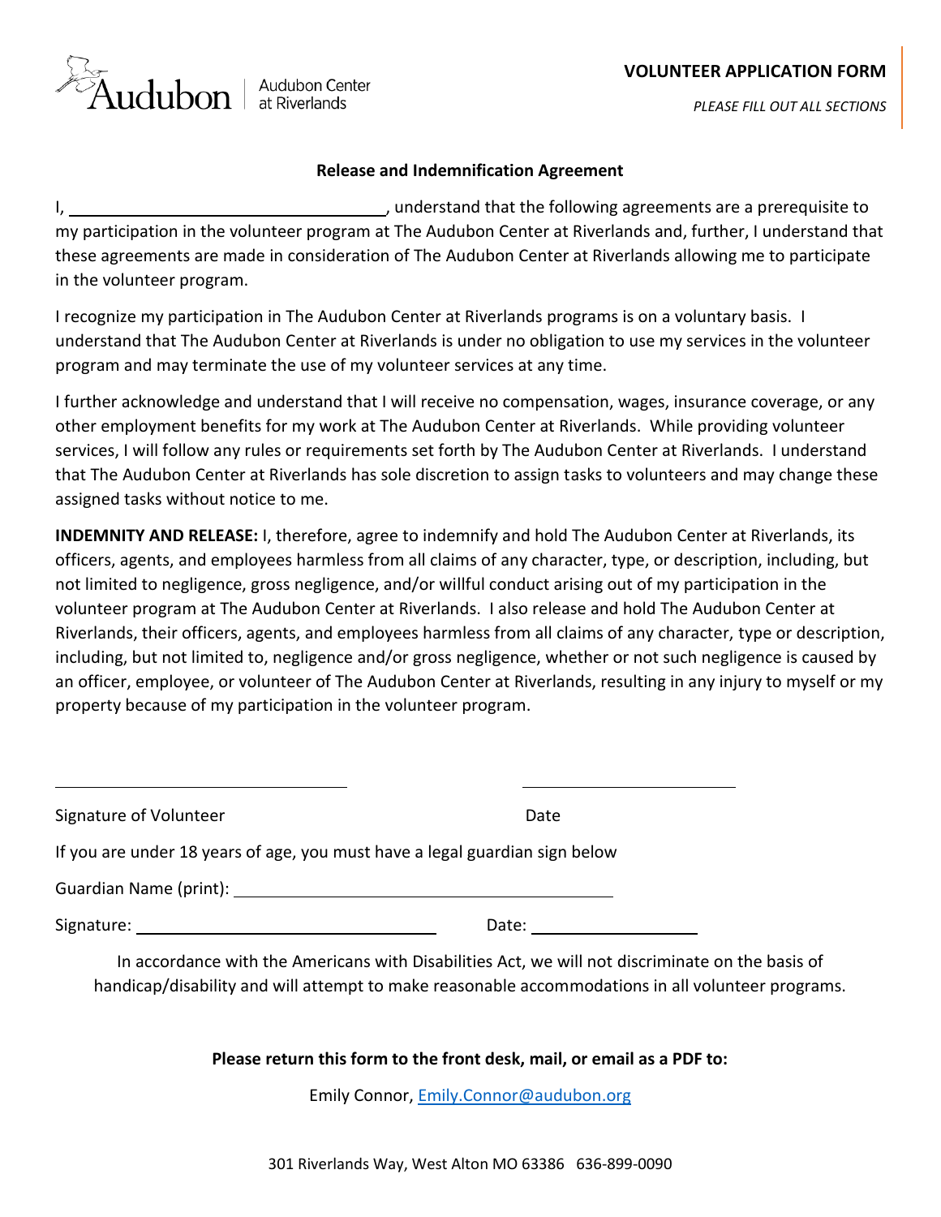Audubon | Audubon Center at Riverlands

**VOLUNTEER APPLICATION FORM**

*PLEASE FILL OUT ALL SECTIONS*

### Release and Indemnification Agreement

I, ______________________________, understand that the following agreements are a prerequisite to my participation in the volunteer program at The Audubon Center at Riverlands and, further, I understand that these agreements are made in consideration of The Audubon Center at Riverlands allowing me to participate in the volunteer program.

I recognize my participation in The Audubon Center at Riverlands programs is on a voluntary basis. I understand that The Audubon Center at Riverlands is under no obligation to use my services in the volunteer program and may terminate the use of my volunteer services at any time.

I further acknowledge and understand that I will receive no compensation, wages, insurance coverage, or any other employment benefits for my work at The Audubon Center at Riverlands. While providing volunteer services, I will follow any rules or requirements set forth by The Audubon Center at Riverlands. I understand that The Audubon Center at Riverlands has sole discretion to assign tasks to volunteers and may change these assigned tasks without notice to me.

**INDEMNITY AND RELEASE:** I, therefore, agree to indemnify and hold The Audubon Center at Riverlands, its officers, agents, and employees harmless from all claims of any character, type, or description, including, but not limited to negligence, gross negligence, and/or willful conduct arising out of my participation in the volunteer program at The Audubon Center at Riverlands. I also release and hold The Audubon Center at Riverlands, their officers, agents, and employees harmless from all claims of any character, type or description, including, but not limited to, negligence and/or gross negligence, whether or not such negligence is caused by an officer, employee, or volunteer of The Audubon Center at Riverlands, resulting in any injury to myself or my property because of my participation in the volunteer program.

______________________________ ______________________

Signature of Volunteer Date

If you are under 18 years of age, you must have a legal guardian sign below

Guardian Name (print): ______________________________

Signature: ______________________________ Date: ________________

In accordance with the Americans with Disabilities Act, we will not discriminate on the basis of handicap/disability and will attempt to make reasonable accommodations in all volunteer programs.

**Please return this form to the front desk, mail, or email as a PDF to:**

Emily Connor, [Emily.Connor@audubon.org](mailto:Emily.Connor@audubon.org)

301 Riverlands Way, West Alton MO 63386 636-899-0090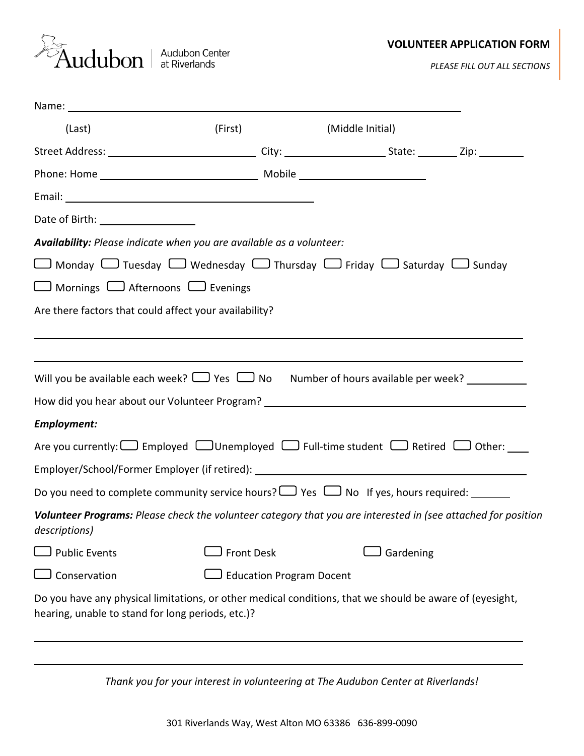Audubon | Audubon Center at Riverlands

# VOLUNTEER APPLICATION FORM

*PLEASE FILL OUT ALL SECTIONS*

Name: \_\_\_\_\_\_\_\_\_\_\_\_\_\_\_\_\_\_\_\_\_\_\_\_\_\_\_\_\_\_\_\_\_\_\_\_\_\_\_\_\_\_\_\_\_\_\_\_\_\_\_\_\_\_\_\_\_\_

(Last) (First) (Middle Initial)

Street Address: \_\_\_\_\_\_\_\_\_\_\_\_\_\_\_\_\_\_\_\_\_\_ City: \_\_\_\_\_\_\_\_\_\_\_\_\_\_\_\_ State: \_\_\_\_\_\_ Zip: \_\_\_\_\_\_\_

Phone: Home \_\_\_\_\_\_\_\_\_\_\_\_\_\_\_\_\_\_\_\_\_\_\_\_ Mobile \_\_\_\_\_\_\_\_\_\_\_\_\_\_\_\_\_\_\_\_

Email: \_\_\_\_\_\_\_\_\_\_\_\_\_\_\_\_\_\_\_\_\_\_\_\_\_\_\_\_\_\_\_\_\_\_\_\_\_\_

Date of Birth: \_\_\_\_\_\_\_\_\_\_\_\_\_\_

***Availability:*** *Please indicate when you are available as a volunteer:*

☐ Monday ☐ Tuesday ☐ Wednesday ☐ Thursday ☐ Friday ☐ Saturday ☐ Sunday

☐ Mornings ☐ Afternoons ☐ Evenings

Are there factors that could affect your availability?

\_\_\_\_\_\_\_\_\_\_\_\_\_\_\_\_\_\_\_\_\_\_\_\_\_\_\_\_\_\_\_\_\_\_\_\_\_\_\_\_\_\_\_\_\_\_\_\_\_\_\_\_\_\_\_\_\_\_\_\_\_\_\_\_\_\_\_\_\_\_

\_\_\_\_\_\_\_\_\_\_\_\_\_\_\_\_\_\_\_\_\_\_\_\_\_\_\_\_\_\_\_\_\_\_\_\_\_\_\_\_\_\_\_\_\_\_\_\_\_\_\_\_\_\_\_\_\_\_\_\_\_\_\_\_\_\_\_\_\_\_

Will you be available each week? ☐ Yes ☐ No Number of hours available per week? \_\_\_\_\_\_\_\_\_

How did you hear about our Volunteer Program? \_\_\_\_\_\_\_\_\_\_\_\_\_\_\_\_\_\_\_\_\_\_\_\_\_\_\_\_\_\_\_\_\_\_\_\_\_\_

***Employment:***

Are you currently: ☐ Employed ☐ Unemployed ☐ Full-time student ☐ Retired ☐ Other: \_\_\_

Employer/School/Former Employer (if retired): \_\_\_\_\_\_\_\_\_\_\_\_\_\_\_\_\_\_\_\_\_\_\_\_\_\_\_\_\_\_\_\_\_\_\_\_\_\_

Do you need to complete community service hours? ☐ Yes ☐ No If yes, hours required: \_\_\_\_\_\_

***Volunteer Programs:*** *Please check the volunteer category that you are interested in (see attached for position descriptions)*

☐ Public Events ☐ Front Desk ☐ Gardening

☐ Conservation ☐ Education Program Docent

Do you have any physical limitations, or other medical conditions, that we should be aware of (eyesight, hearing, unable to stand for long periods, etc.)?

\_\_\_\_\_\_\_\_\_\_\_\_\_\_\_\_\_\_\_\_\_\_\_\_\_\_\_\_\_\_\_\_\_\_\_\_\_\_\_\_\_\_\_\_\_\_\_\_\_\_\_\_\_\_\_\_\_\_\_\_\_\_\_\_\_\_\_\_\_\_

\_\_\_\_\_\_\_\_\_\_\_\_\_\_\_\_\_\_\_\_\_\_\_\_\_\_\_\_\_\_\_\_\_\_\_\_\_\_\_\_\_\_\_\_\_\_\_\_\_\_\_\_\_\_\_\_\_\_\_\_\_\_\_\_\_\_\_\_\_\_

*Thank you for your interest in volunteering at The Audubon Center at Riverlands!*

301 Riverlands Way, West Alton MO 63386 636-899-0090